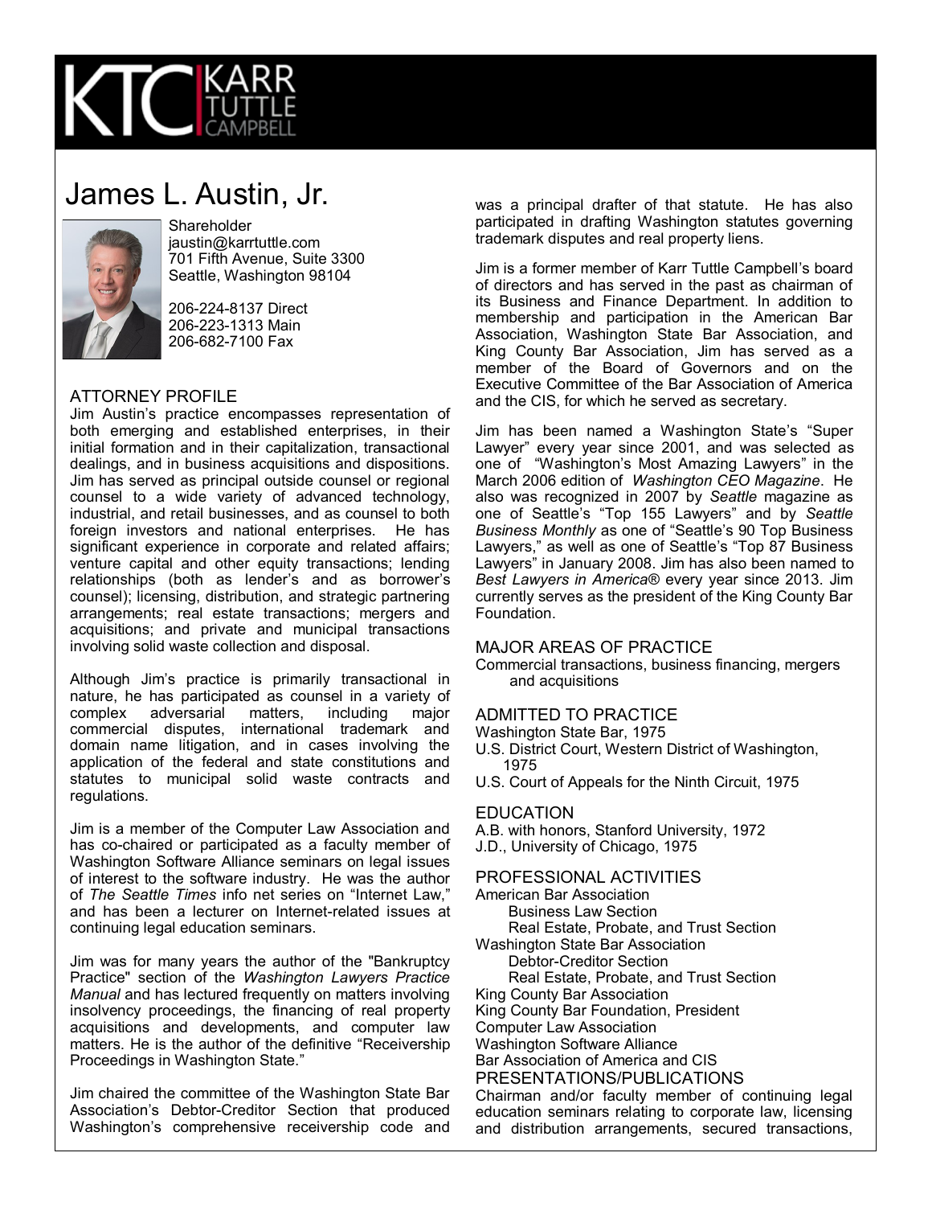# James L. Austin, Jr.

Shareholder
jaustin@karrtuttle.com
701 Fifth Avenue, Suite 3300
Seattle, Washington 98104

206-224-8137 Direct
206-223-1313 Main
206-682-7100 Fax

## ATTORNEY PROFILE

Jim Austin's practice encompasses representation of both emerging and established enterprises, in their initial formation and in their capitalization, transactional dealings, and in business acquisitions and dispositions. Jim has served as principal outside counsel or regional counsel to a wide variety of advanced technology, industrial, and retail businesses, and as counsel to both foreign investors and national enterprises. He has significant experience in corporate and related affairs; venture capital and other equity transactions; lending relationships (both as lender's and as borrower's counsel); licensing, distribution, and strategic partnering arrangements; real estate transactions; mergers and acquisitions; and private and municipal transactions involving solid waste collection and disposal.

Although Jim's practice is primarily transactional in nature, he has participated as counsel in a variety of complex adversarial matters, including major commercial disputes, international trademark and domain name litigation, and in cases involving the application of the federal and state constitutions and statutes to municipal solid waste contracts and regulations.

Jim is a member of the Computer Law Association and has co-chaired or participated as a faculty member of Washington Software Alliance seminars on legal issues of interest to the software industry. He was the author of *The Seattle Times* info net series on "Internet Law," and has been a lecturer on Internet-related issues at continuing legal education seminars.

Jim was for many years the author of the "Bankruptcy Practice" section of the *Washington Lawyers Practice Manual* and has lectured frequently on matters involving insolvency proceedings, the financing of real property acquisitions and developments, and computer law matters. He is the author of the definitive "Receivership Proceedings in Washington State."

Jim chaired the committee of the Washington State Bar Association's Debtor-Creditor Section that produced Washington's comprehensive receivership code and was a principal drafter of that statute. He has also participated in drafting Washington statutes governing trademark disputes and real property liens.

Jim is a former member of Karr Tuttle Campbell's board of directors and has served in the past as chairman of its Business and Finance Department. In addition to membership and participation in the American Bar Association, Washington State Bar Association, and King County Bar Association, Jim has served as a member of the Board of Governors and on the Executive Committee of the Bar Association of America and the CIS, for which he served as secretary.

Jim has been named a Washington State's "Super Lawyer" every year since 2001, and was selected as one of "Washington's Most Amazing Lawyers" in the March 2006 edition of *Washington CEO Magazine*. He also was recognized in 2007 by *Seattle* magazine as one of Seattle's "Top 155 Lawyers" and by *Seattle Business Monthly* as one of "Seattle's 90 Top Business Lawyers," as well as one of Seattle's "Top 87 Business Lawyers" in January 2008. Jim has also been named to *Best Lawyers in America*® every year since 2013. Jim currently serves as the president of the King County Bar Foundation.

## MAJOR AREAS OF PRACTICE

Commercial transactions, business financing, mergers and acquisitions

## ADMITTED TO PRACTICE

- Washington State Bar, 1975
- U.S. District Court, Western District of Washington, 1975
- U.S. Court of Appeals for the Ninth Circuit, 1975

## EDUCATION

- A.B. with honors, Stanford University, 1972
- J.D., University of Chicago, 1975

## PROFESSIONAL ACTIVITIES

- American Bar Association
  - Business Law Section
  - Real Estate, Probate, and Trust Section
- Washington State Bar Association
  - Debtor-Creditor Section
  - Real Estate, Probate, and Trust Section
- King County Bar Association
- King County Bar Foundation, President
- Computer Law Association
- Washington Software Alliance
- Bar Association of America and CIS

## PRESENTATIONS/PUBLICATIONS

Chairman and/or faculty member of continuing legal education seminars relating to corporate law, licensing and distribution arrangements, secured transactions,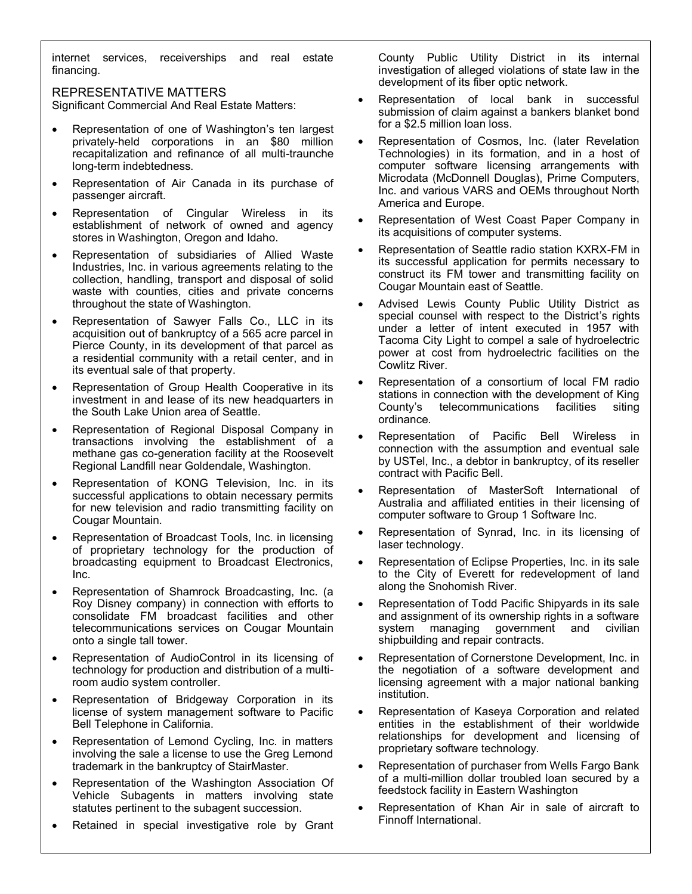internet services, receiverships and real estate financing.

## REPRESENTATIVE MATTERS

Significant Commercial And Real Estate Matters:

- Representation of one of Washington's ten largest privately-held corporations in an $80 million recapitalization and refinance of all multi-traunche long-term indebtedness.
- Representation of Air Canada in its purchase of passenger aircraft.
- Representation of Cingular Wireless in its establishment of network of owned and agency stores in Washington, Oregon and Idaho.
- Representation of subsidiaries of Allied Waste Industries, Inc. in various agreements relating to the collection, handling, transport and disposal of solid waste with counties, cities and private concerns throughout the state of Washington.
- Representation of Sawyer Falls Co., LLC in its acquisition out of bankruptcy of a 565 acre parcel in Pierce County, in its development of that parcel as a residential community with a retail center, and in its eventual sale of that property.
- Representation of Group Health Cooperative in its investment in and lease of its new headquarters in the South Lake Union area of Seattle.
- Representation of Regional Disposal Company in transactions involving the establishment of a methane gas co-generation facility at the Roosevelt Regional Landfill near Goldendale, Washington.
- Representation of KONG Television, Inc. in its successful applications to obtain necessary permits for new television and radio transmitting facility on Cougar Mountain.
- Representation of Broadcast Tools, Inc. in licensing of proprietary technology for the production of broadcasting equipment to Broadcast Electronics, Inc.
- Representation of Shamrock Broadcasting, Inc. (a Roy Disney company) in connection with efforts to consolidate FM broadcast facilities and other telecommunications services on Cougar Mountain onto a single tall tower.
- Representation of AudioControl in its licensing of technology for production and distribution of a multi-room audio system controller.
- Representation of Bridgeway Corporation in its license of system management software to Pacific Bell Telephone in California.
- Representation of Lemond Cycling, Inc. in matters involving the sale a license to use the Greg Lemond trademark in the bankruptcy of StairMaster.
- Representation of the Washington Association Of Vehicle Subagents in matters involving state statutes pertinent to the subagent succession.
- Retained in special investigative role by Grant County Public Utility District in its internal investigation of alleged violations of state law in the development of its fiber optic network.
- Representation of local bank in successful submission of claim against a bankers blanket bond for a $2.5 million loan loss.
- Representation of Cosmos, Inc. (later Revelation Technologies) in its formation, and in a host of computer software licensing arrangements with Microdata (McDonnell Douglas), Prime Computers, Inc. and various VARS and OEMs throughout North America and Europe.
- Representation of West Coast Paper Company in its acquisitions of computer systems.
- Representation of Seattle radio station KXRX-FM in its successful application for permits necessary to construct its FM tower and transmitting facility on Cougar Mountain east of Seattle.
- Advised Lewis County Public Utility District as special counsel with respect to the District's rights under a letter of intent executed in 1957 with Tacoma City Light to compel a sale of hydroelectric power at cost from hydroelectric facilities on the Cowlitz River.
- Representation of a consortium of local FM radio stations in connection with the development of King County's telecommunications facilities siting ordinance.
- Representation of Pacific Bell Wireless in connection with the assumption and eventual sale by USTel, Inc., a debtor in bankruptcy, of its reseller contract with Pacific Bell.
- Representation of MasterSoft International of Australia and affiliated entities in their licensing of computer software to Group 1 Software Inc.
- Representation of Synrad, Inc. in its licensing of laser technology.
- Representation of Eclipse Properties, Inc. in its sale to the City of Everett for redevelopment of land along the Snohomish River.
- Representation of Todd Pacific Shipyards in its sale and assignment of its ownership rights in a software system managing government and civilian shipbuilding and repair contracts.
- Representation of Cornerstone Development, Inc. in the negotiation of a software development and licensing agreement with a major national banking institution.
- Representation of Kaseya Corporation and related entities in the establishment of their worldwide relationships for development and licensing of proprietary software technology.
- Representation of purchaser from Wells Fargo Bank of a multi-million dollar troubled loan secured by a feedstock facility in Eastern Washington
- Representation of Khan Air in sale of aircraft to Finnoff International.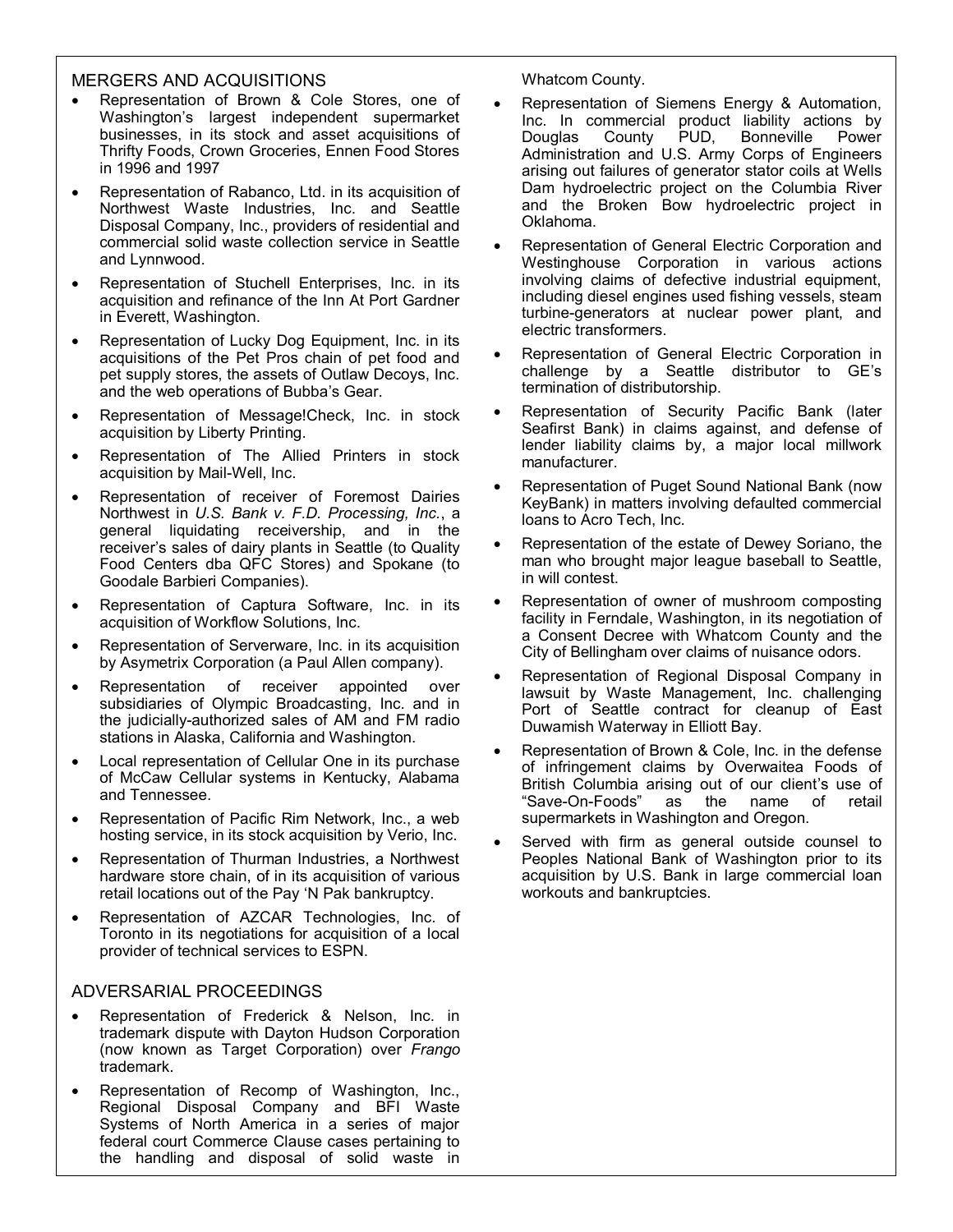## MERGERS AND ACQUISITIONS

- Representation of Brown & Cole Stores, one of Washington's largest independent supermarket businesses, in its stock and asset acquisitions of Thrifty Foods, Crown Groceries, Ennen Food Stores in 1996 and 1997
- Representation of Rabanco, Ltd. in its acquisition of Northwest Waste Industries, Inc. and Seattle Disposal Company, Inc., providers of residential and commercial solid waste collection service in Seattle and Lynnwood.
- Representation of Stuchell Enterprises, Inc. in its acquisition and refinance of the Inn At Port Gardner in Everett, Washington.
- Representation of Lucky Dog Equipment, Inc. in its acquisitions of the Pet Pros chain of pet food and pet supply stores, the assets of Outlaw Decoys, Inc. and the web operations of Bubba's Gear.
- Representation of Message!Check, Inc. in stock acquisition by Liberty Printing.
- Representation of The Allied Printers in stock acquisition by Mail-Well, Inc.
- Representation of receiver of Foremost Dairies Northwest in *U.S. Bank v. F.D. Processing, Inc.*, a general liquidating receivership, and in the receiver's sales of dairy plants in Seattle (to Quality Food Centers dba QFC Stores) and Spokane (to Goodale Barbieri Companies).
- Representation of Captura Software, Inc. in its acquisition of Workflow Solutions, Inc.
- Representation of Serverware, Inc. in its acquisition by Asymetrix Corporation (a Paul Allen company).
- Representation of receiver appointed over subsidiaries of Olympic Broadcasting, Inc. and in the judicially-authorized sales of AM and FM radio stations in Alaska, California and Washington.
- Local representation of Cellular One in its purchase of McCaw Cellular systems in Kentucky, Alabama and Tennessee.
- Representation of Pacific Rim Network, Inc., a web hosting service, in its stock acquisition by Verio, Inc.
- Representation of Thurman Industries, a Northwest hardware store chain, of in its acquisition of various retail locations out of the Pay 'N Pak bankruptcy.
- Representation of AZCAR Technologies, Inc. of Toronto in its negotiations for acquisition of a local provider of technical services to ESPN.

## ADVERSARIAL PROCEEDINGS

- Representation of Frederick & Nelson, Inc. in trademark dispute with Dayton Hudson Corporation (now known as Target Corporation) over *Frango* trademark.
- Representation of Recomp of Washington, Inc., Regional Disposal Company and BFI Waste Systems of North America in a series of major federal court Commerce Clause cases pertaining to the handling and disposal of solid waste in Whatcom County.
- Representation of Siemens Energy & Automation, Inc. In commercial product liability actions by Douglas County PUD, Bonneville Power Administration and U.S. Army Corps of Engineers arising out failures of generator stator coils at Wells Dam hydroelectric project on the Columbia River and the Broken Bow hydroelectric project in Oklahoma.
- Representation of General Electric Corporation and Westinghouse Corporation in various actions involving claims of defective industrial equipment, including diesel engines used fishing vessels, steam turbine-generators at nuclear power plant, and electric transformers.
- Representation of General Electric Corporation in challenge by a Seattle distributor to GE's termination of distributorship.
- Representation of Security Pacific Bank (later Seafirst Bank) in claims against, and defense of lender liability claims by, a major local millwork manufacturer.
- Representation of Puget Sound National Bank (now KeyBank) in matters involving defaulted commercial loans to Acro Tech, Inc.
- Representation of the estate of Dewey Soriano, the man who brought major league baseball to Seattle, in will contest.
- Representation of owner of mushroom composting facility in Ferndale, Washington, in its negotiation of a Consent Decree with Whatcom County and the City of Bellingham over claims of nuisance odors.
- Representation of Regional Disposal Company in lawsuit by Waste Management, Inc. challenging Port of Seattle contract for cleanup of East Duwamish Waterway in Elliott Bay.
- Representation of Brown & Cole, Inc. in the defense of infringement claims by Overwaitea Foods of British Columbia arising out of our client's use of "Save-On-Foods" as the name of retail supermarkets in Washington and Oregon.
- Served with firm as general outside counsel to Peoples National Bank of Washington prior to its acquisition by U.S. Bank in large commercial loan workouts and bankruptcies.